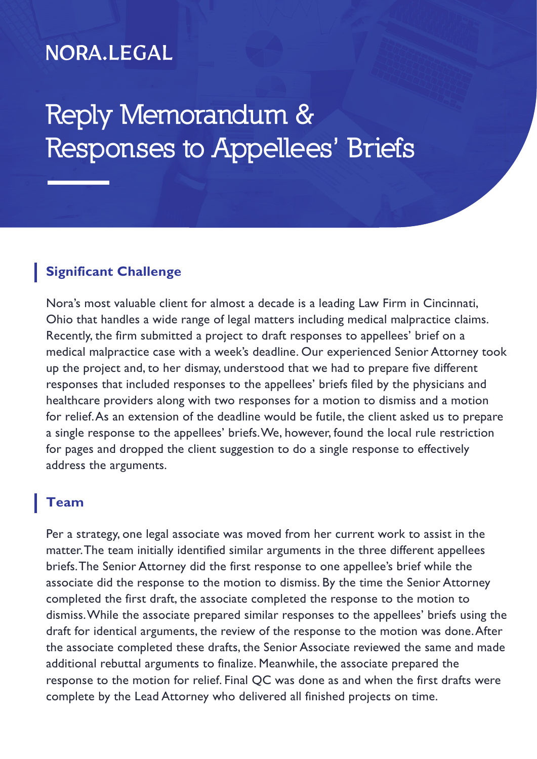NORA.LEGAL

# Reply Memorandum & Responses to Appellees' Briefs

## Significant Challenge

Nora's most valuable client for almost a decade is a leading Law Firm in Cincinnati, Ohio that handles a wide range of legal matters including medical malpractice claims. Recently, the firm submitted a project to draft responses to appellees' brief on a medical malpractice case with a week's deadline. Our experienced Senior Attorney took up the project and, to her dismay, understood that we had to prepare five different responses that included responses to the appellees' briefs filed by the physicians and healthcare providers along with two responses for a motion to dismiss and a motion for relief. As an extension of the deadline would be futile, the client asked us to prepare a single response to the appellees' briefs. We, however, found the local rule restriction for pages and dropped the client suggestion to do a single response to effectively address the arguments.

## Team

Per a strategy, one legal associate was moved from her current work to assist in the matter. The team initially identified similar arguments in the three different appellees briefs. The Senior Attorney did the first response to one appellee's brief while the associate did the response to the motion to dismiss. By the time the Senior Attorney completed the first draft, the associate completed the response to the motion to dismiss. While the associate prepared similar responses to the appellees' briefs using the draft for identical arguments, the review of the response to the motion was done. After the associate completed these drafts, the Senior Associate reviewed the same and made additional rebuttal arguments to finalize. Meanwhile, the associate prepared the response to the motion for relief. Final QC was done as and when the first drafts were complete by the Lead Attorney who delivered all finished projects on time.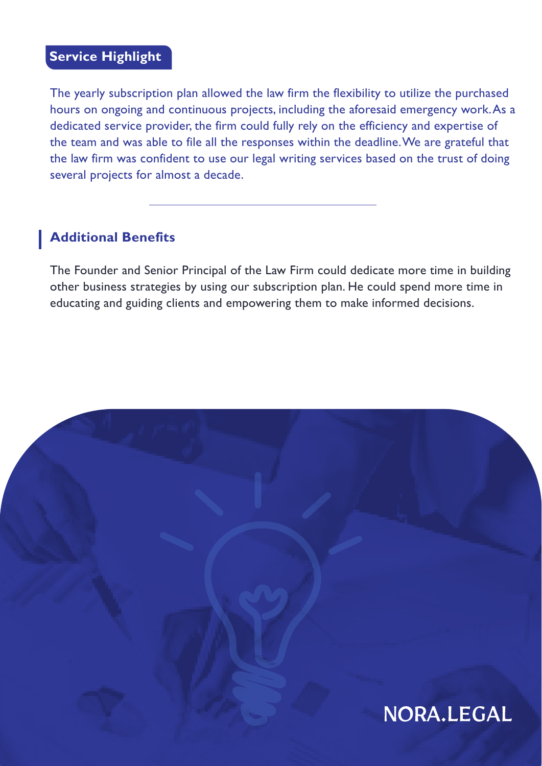## Service Highlight

The yearly subscription plan allowed the law firm the flexibility to utilize the purchased hours on ongoing and continuous projects, including the aforesaid emergency work. As a dedicated service provider, the firm could fully rely on the efficiency and expertise of the team and was able to file all the responses within the deadline. We are grateful that the law firm was confident to use our legal writing services based on the trust of doing several projects for almost a decade.

---

## Additional Benefits

The Founder and Senior Principal of the Law Firm could dedicate more time in building other business strategies by using our subscription plan. He could spend more time in educating and guiding clients and empowering them to make informed decisions.

NORA.LEGAL